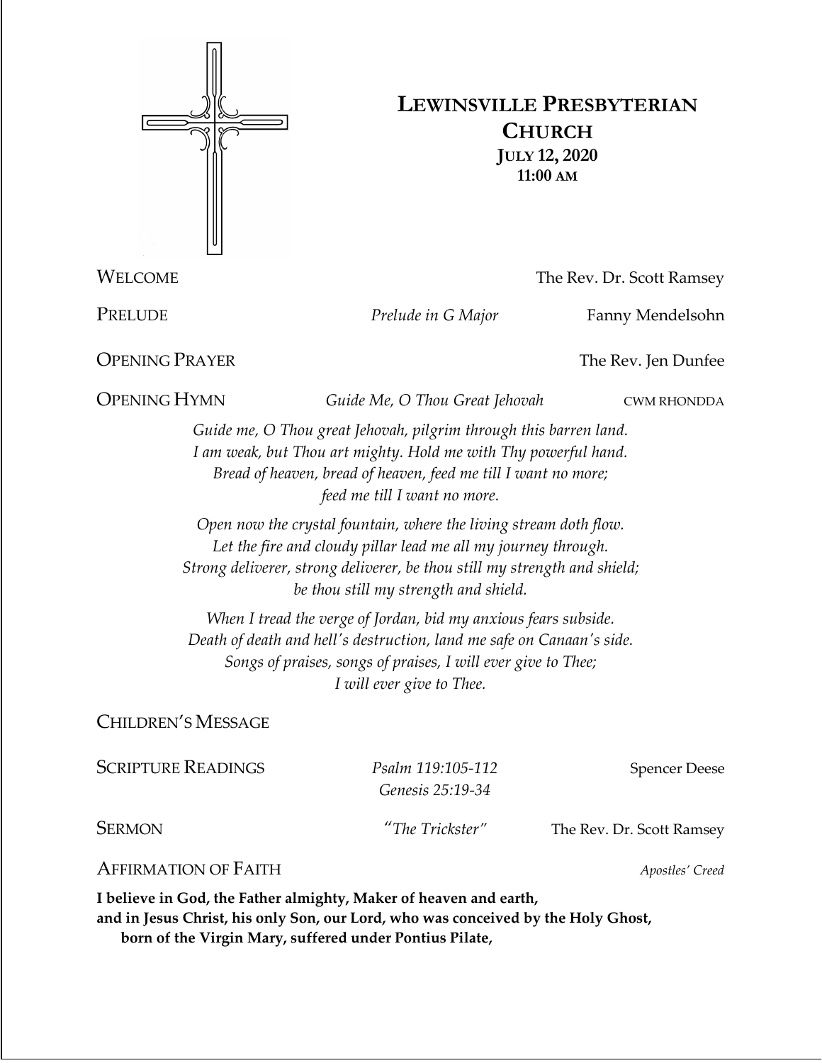# Lewinsville Presbyterian Church

**July 12, 2020**
**11:00 AM**

Welcome — The Rev. Dr. Scott Ramsey

Prelude — *Prelude in G Major* — Fanny Mendelsohn

Opening Prayer — The Rev. Jen Dunfee

Opening Hymn — *Guide Me, O Thou Great Jehovah* — CWM RHONDDA

*Guide me, O Thou great Jehovah, pilgrim through this barren land.*
*I am weak, but Thou art mighty. Hold me with Thy powerful hand.*
*Bread of heaven, bread of heaven, feed me till I want no more;*
*feed me till I want no more.*

*Open now the crystal fountain, where the living stream doth flow.*
*Let the fire and cloudy pillar lead me all my journey through.*
*Strong deliverer, strong deliverer, be thou still my strength and shield;*
*be thou still my strength and shield.*

*When I tread the verge of Jordan, bid my anxious fears subside.*
*Death of death and hell's destruction, land me safe on Canaan's side.*
*Songs of praises, songs of praises, I will ever give to Thee;*
*I will ever give to Thee.*

Children's Message

Scripture Readings — *Psalm 119:105-112*, *Genesis 25:19-34* — Spencer Deese

Sermon — *"The Trickster"* — The Rev. Dr. Scott Ramsey

Affirmation of Faith — *Apostles' Creed*

**I believe in God, the Father almighty, Maker of heaven and earth,**
**and in Jesus Christ, his only Son, our Lord, who was conceived by the Holy Ghost,**
**born of the Virgin Mary, suffered under Pontius Pilate,**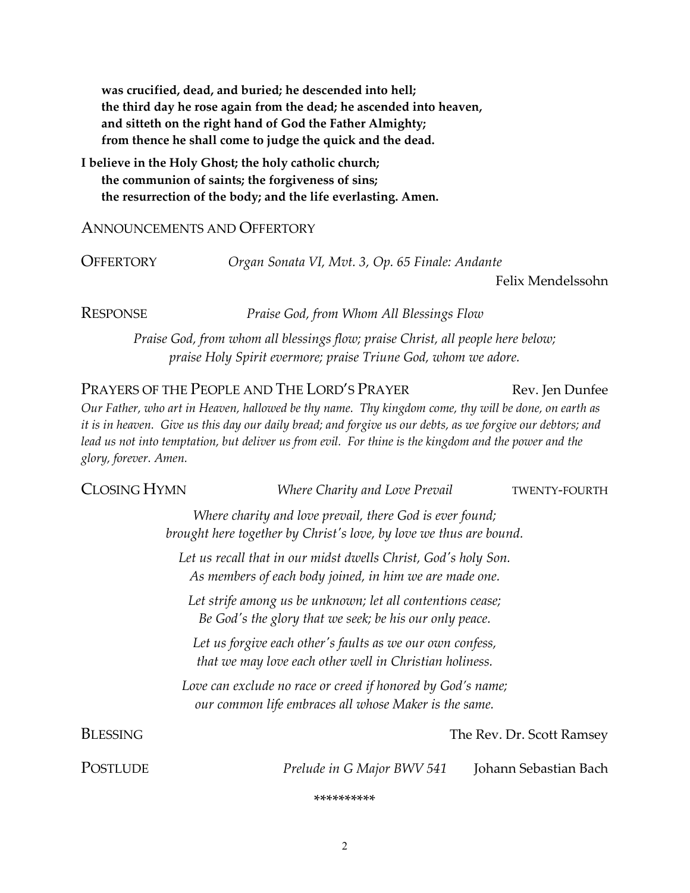**was crucified, dead, and buried; he descended into hell;**
**the third day he rose again from the dead; he ascended into heaven,**
**and sitteth on the right hand of God the Father Almighty;**
**from thence he shall come to judge the quick and the dead.**

**I believe in the Holy Ghost; the holy catholic church;**
**the communion of saints; the forgiveness of sins;**
**the resurrection of the body; and the life everlasting. Amen.**

ANNOUNCEMENTS AND OFFERTORY

OFFERTORY *Organ Sonata VI, Mvt. 3, Op. 65 Finale: Andante*
Felix Mendelssohn

RESPONSE *Praise God, from Whom All Blessings Flow*

*Praise God, from whom all blessings flow; praise Christ, all people here below;*
*praise Holy Spirit evermore; praise Triune God, whom we adore.*

PRAYERS OF THE PEOPLE AND THE LORD'S PRAYER Rev. Jen Dunfee

*Our Father, who art in Heaven, hallowed be thy name. Thy kingdom come, thy will be done, on earth as it is in heaven. Give us this day our daily bread; and forgive us our debts, as we forgive our debtors; and lead us not into temptation, but deliver us from evil. For thine is the kingdom and the power and the glory, forever. Amen.*

CLOSING HYMN *Where Charity and Love Prevail* TWENTY-FOURTH

*Where charity and love prevail, there God is ever found;*
*brought here together by Christ's love, by love we thus are bound.*

*Let us recall that in our midst dwells Christ, God's holy Son.*
*As members of each body joined, in him we are made one.*

*Let strife among us be unknown; let all contentions cease;*
*Be God's the glory that we seek; be his our only peace.*

*Let us forgive each other's faults as we our own confess,*
*that we may love each other well in Christian holiness.*

*Love can exclude no race or creed if honored by God's name;*
*our common life embraces all whose Maker is the same.*

BLESSING The Rev. Dr. Scott Ramsey

POSTLUDE *Prelude in G Major BWV 541* Johann Sebastian Bach

*********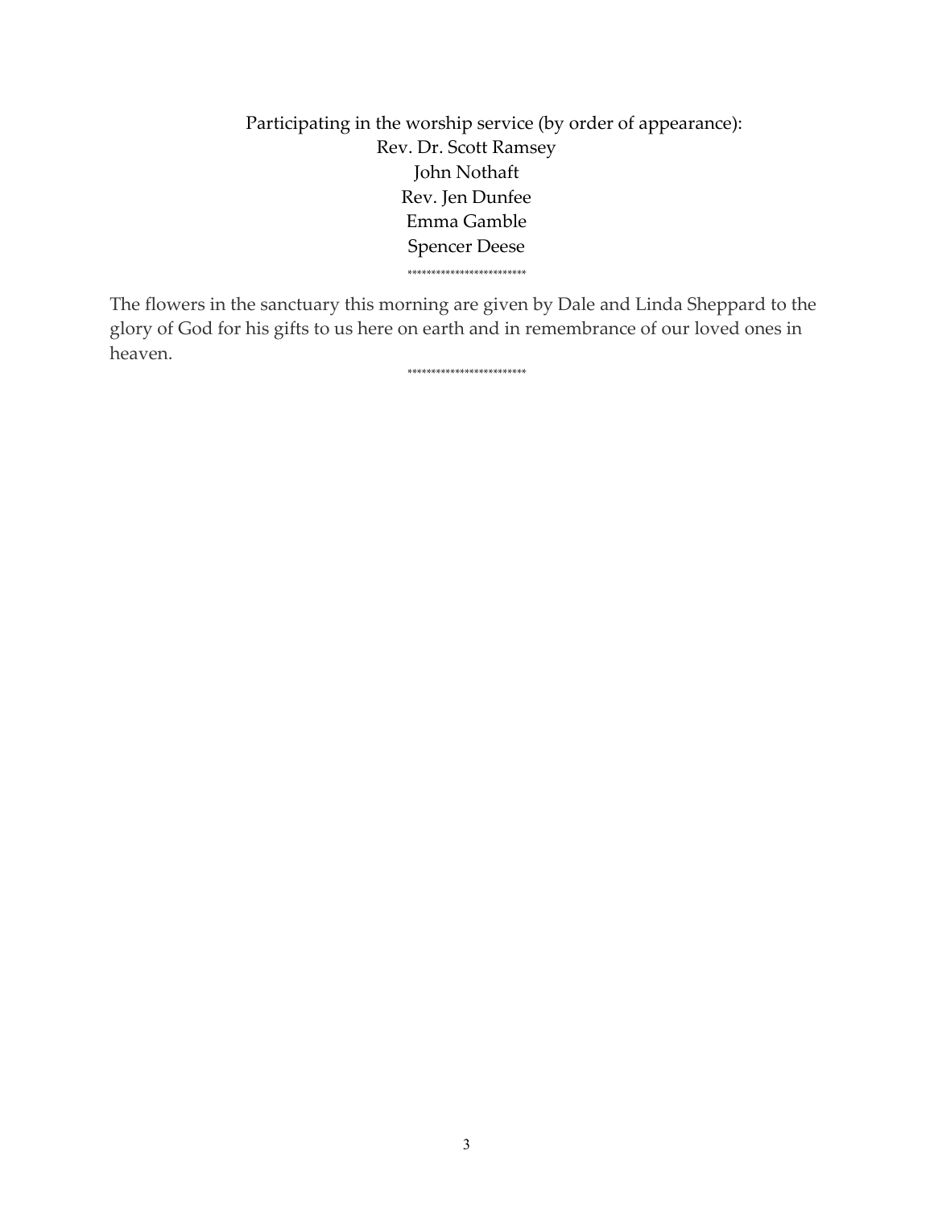Participating in the worship service (by order of appearance):

Rev. Dr. Scott Ramsey
John Nothaft
Rev. Jen Dunfee
Emma Gamble
Spencer Deese

************************

The flowers in the sanctuary this morning are given by Dale and Linda Sheppard to the glory of God for his gifts to us here on earth and in remembrance of our loved ones in heaven.

************************